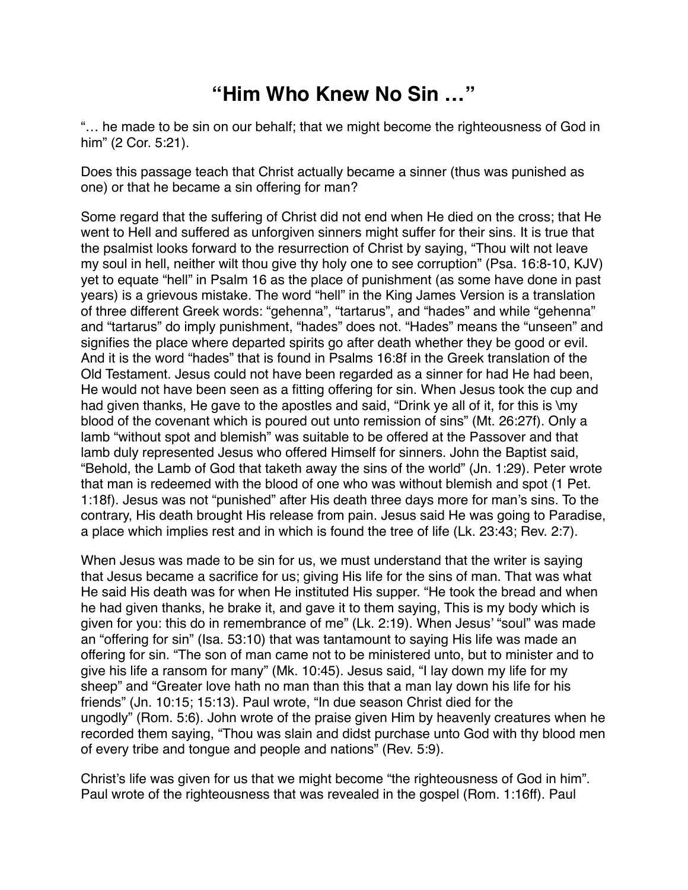# "Him Who Knew No Sin …"

"… he made to be sin on our behalf; that we might become the righteousness of God in him" (2 Cor. 5:21).

Does this passage teach that Christ actually became a sinner (thus was punished as one) or that he became a sin offering for man?

Some regard that the suffering of Christ did not end when He died on the cross; that He went to Hell and suffered as unforgiven sinners might suffer for their sins. It is true that the psalmist looks forward to the resurrection of Christ by saying, "Thou wilt not leave my soul in hell, neither wilt thou give thy holy one to see corruption" (Psa. 16:8-10, KJV) yet to equate "hell" in Psalm 16 as the place of punishment (as some have done in past years) is a grievous mistake. The word "hell" in the King James Version is a translation of three different Greek words: "gehenna", "tartarus", and "hades" and while "gehenna" and "tartarus" do imply punishment, "hades" does not. "Hades" means the "unseen" and signifies the place where departed spirits go after death whether they be good or evil. And it is the word "hades" that is found in Psalms 16:8f in the Greek translation of the Old Testament. Jesus could not have been regarded as a sinner for had He had been, He would not have been seen as a fitting offering for sin. When Jesus took the cup and had given thanks, He gave to the apostles and said, "Drink ye all of it, for this is \my blood of the covenant which is poured out unto remission of sins" (Mt. 26:27f). Only a lamb "without spot and blemish" was suitable to be offered at the Passover and that lamb duly represented Jesus who offered Himself for sinners. John the Baptist said, "Behold, the Lamb of God that taketh away the sins of the world" (Jn. 1:29). Peter wrote that man is redeemed with the blood of one who was without blemish and spot (1 Pet. 1:18f). Jesus was not "punished" after His death three days more for man's sins. To the contrary, His death brought His release from pain. Jesus said He was going to Paradise, a place which implies rest and in which is found the tree of life (Lk. 23:43; Rev. 2:7).

When Jesus was made to be sin for us, we must understand that the writer is saying that Jesus became a sacrifice for us; giving His life for the sins of man. That was what He said His death was for when He instituted His supper. "He took the bread and when he had given thanks, he brake it, and gave it to them saying, This is my body which is given for you: this do in remembrance of me" (Lk. 2:19). When Jesus' "soul" was made an "offering for sin" (Isa. 53:10) that was tantamount to saying His life was made an offering for sin. "The son of man came not to be ministered unto, but to minister and to give his life a ransom for many" (Mk. 10:45). Jesus said, "I lay down my life for my sheep" and "Greater love hath no man than this that a man lay down his life for his friends" (Jn. 10:15; 15:13). Paul wrote, "In due season Christ died for the ungodly" (Rom. 5:6). John wrote of the praise given Him by heavenly creatures when he recorded them saying, "Thou was slain and didst purchase unto God with thy blood men of every tribe and tongue and people and nations" (Rev. 5:9).

Christ's life was given for us that we might become "the righteousness of God in him". Paul wrote of the righteousness that was revealed in the gospel (Rom. 1:16ff). Paul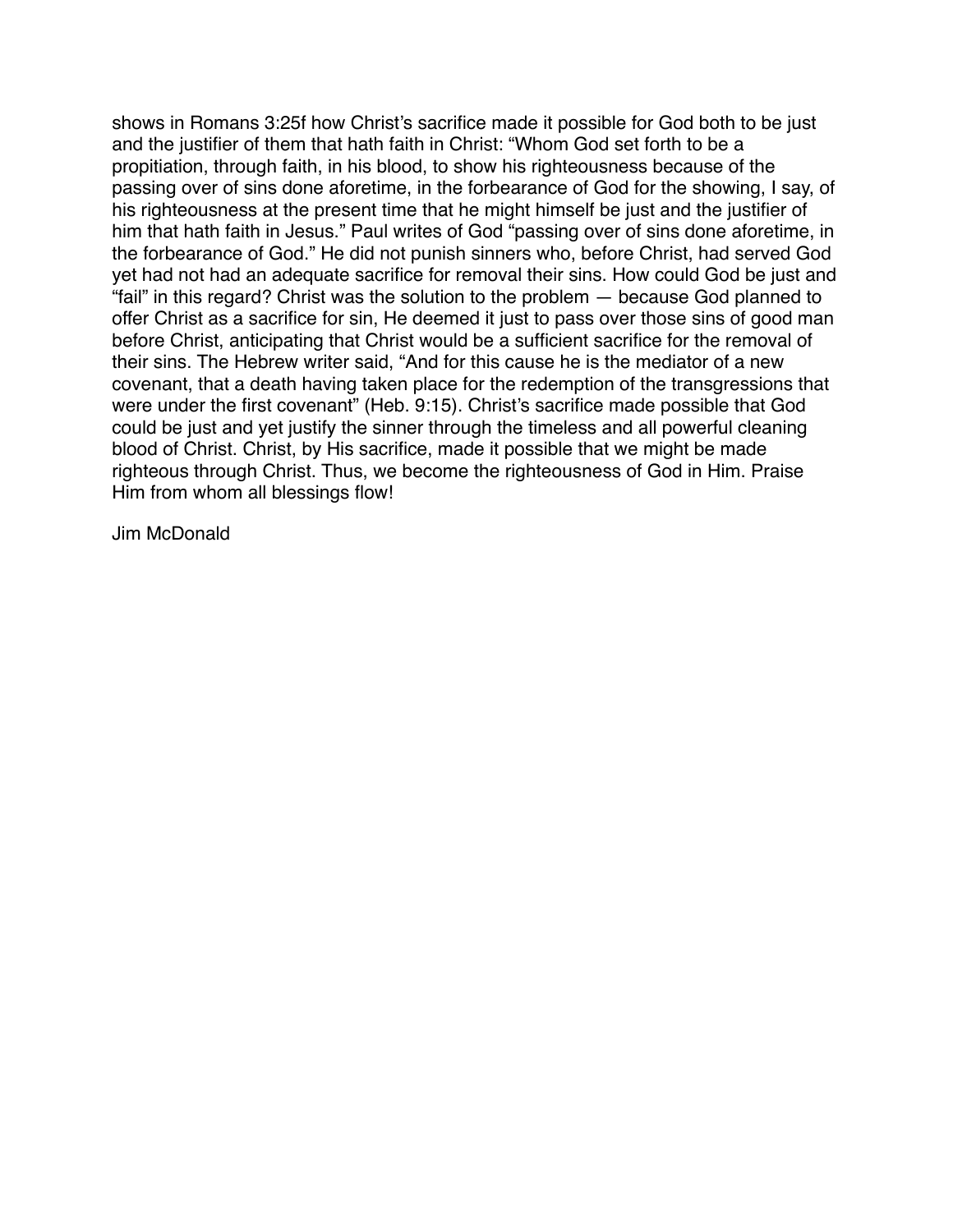shows in Romans 3:25f how Christ's sacrifice made it possible for God both to be just and the justifier of them that hath faith in Christ: "Whom God set forth to be a propitiation, through faith, in his blood, to show his righteousness because of the passing over of sins done aforetime, in the forbearance of God for the showing, I say, of his righteousness at the present time that he might himself be just and the justifier of him that hath faith in Jesus." Paul writes of God "passing over of sins done aforetime, in the forbearance of God." He did not punish sinners who, before Christ, had served God yet had not had an adequate sacrifice for removal their sins. How could God be just and "fail" in this regard? Christ was the solution to the problem — because God planned to offer Christ as a sacrifice for sin, He deemed it just to pass over those sins of good man before Christ, anticipating that Christ would be a sufficient sacrifice for the removal of their sins. The Hebrew writer said, "And for this cause he is the mediator of a new covenant, that a death having taken place for the redemption of the transgressions that were under the first covenant" (Heb. 9:15). Christ's sacrifice made possible that God could be just and yet justify the sinner through the timeless and all powerful cleaning blood of Christ. Christ, by His sacrifice, made it possible that we might be made righteous through Christ. Thus, we become the righteousness of God in Him. Praise Him from whom all blessings flow!

Jim McDonald